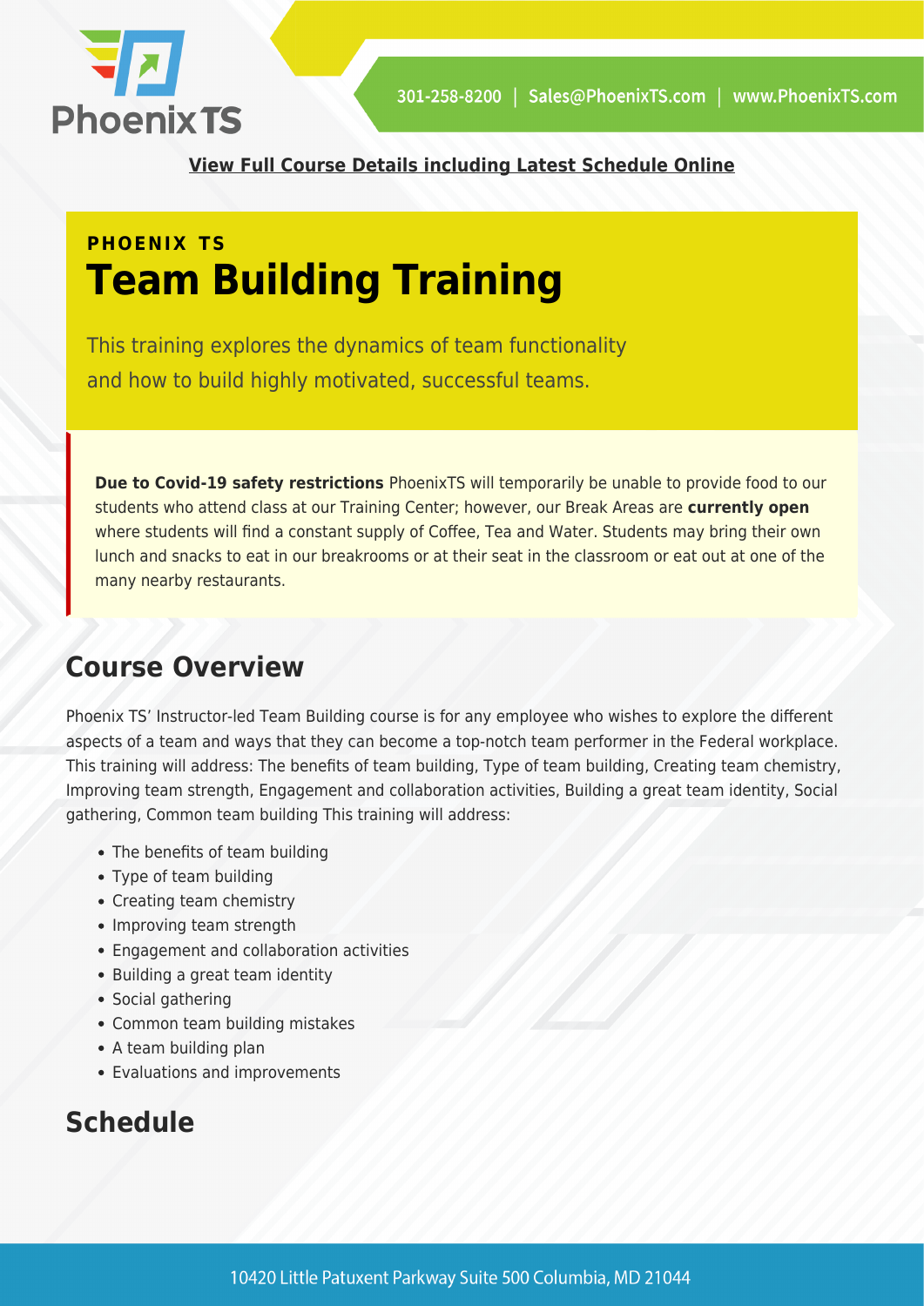301-258-8200 | Sales@PhoenixTS.com | www.PhoenixTS.com

**View Full Course Details including Latest Schedule Online**

**PHOENIX TS**

# Team Building Training

This training explores the dynamics of team functionality and how to build highly motivated, successful teams.

**Due to Covid-19 safety restrictions** PhoenixTS will temporarily be unable to provide food to our students who attend class at our Training Center; however, our Break Areas are **currently open** where students will find a constant supply of Coffee, Tea and Water. Students may bring their own lunch and snacks to eat in our breakrooms or at their seat in the classroom or eat out at one of the many nearby restaurants.

## Course Overview

Phoenix TS' Instructor-led Team Building course is for any employee who wishes to explore the different aspects of a team and ways that they can become a top-notch team performer in the Federal workplace. This training will address: The benefits of team building, Type of team building, Creating team chemistry, Improving team strength, Engagement and collaboration activities, Building a great team identity, Social gathering, Common team building This training will address:

- The benefits of team building
- Type of team building
- Creating team chemistry
- Improving team strength
- Engagement and collaboration activities
- Building a great team identity
- Social gathering
- Common team building mistakes
- A team building plan
- Evaluations and improvements

## Schedule

10420 Little Patuxent Parkway Suite 500 Columbia, MD 21044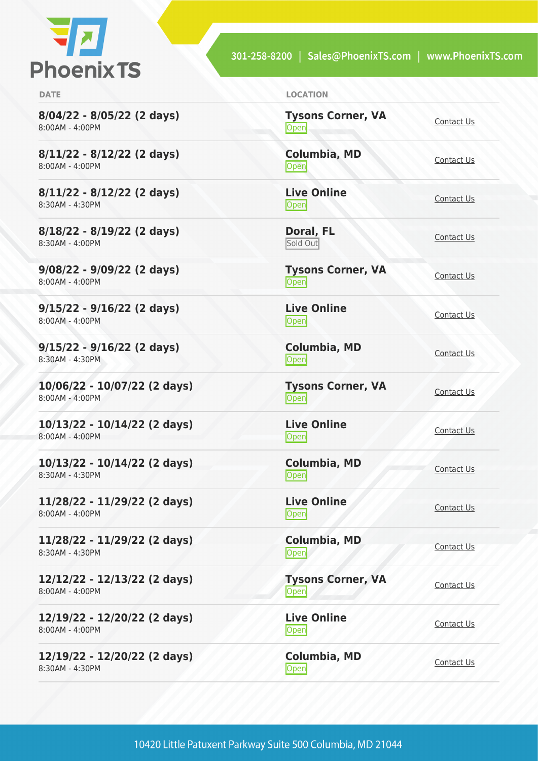| DATE | LOCATION | |
|---|---|---|
| **8/04/22 - 8/05/22 (2 days)**<br>8:00AM - 4:00PM | **Tysons Corner, VA**<br>Open | Contact Us |
| **8/11/22 - 8/12/22 (2 days)**<br>8:00AM - 4:00PM | **Columbia, MD**<br>Open | Contact Us |
| **8/11/22 - 8/12/22 (2 days)**<br>8:30AM - 4:30PM | **Live Online**<br>Open | Contact Us |
| **8/18/22 - 8/19/22 (2 days)**<br>8:30AM - 4:00PM | **Doral, FL**<br>Sold Out | Contact Us |
| **9/08/22 - 9/09/22 (2 days)**<br>8:00AM - 4:00PM | **Tysons Corner, VA**<br>Open | Contact Us |
| **9/15/22 - 9/16/22 (2 days)**<br>8:00AM - 4:00PM | **Live Online**<br>Open | Contact Us |
| **9/15/22 - 9/16/22 (2 days)**<br>8:30AM - 4:30PM | **Columbia, MD**<br>Open | Contact Us |
| **10/06/22 - 10/07/22 (2 days)**<br>8:00AM - 4:00PM | **Tysons Corner, VA**<br>Open | Contact Us |
| **10/13/22 - 10/14/22 (2 days)**<br>8:00AM - 4:00PM | **Live Online**<br>Open | Contact Us |
| **10/13/22 - 10/14/22 (2 days)**<br>8:30AM - 4:30PM | **Columbia, MD**<br>Open | Contact Us |
| **11/28/22 - 11/29/22 (2 days)**<br>8:00AM - 4:00PM | **Live Online**<br>Open | Contact Us |
| **11/28/22 - 11/29/22 (2 days)**<br>8:30AM - 4:30PM | **Columbia, MD**<br>Open | Contact Us |
| **12/12/22 - 12/13/22 (2 days)**<br>8:00AM - 4:00PM | **Tysons Corner, VA**<br>Open | Contact Us |
| **12/19/22 - 12/20/22 (2 days)**<br>8:00AM - 4:00PM | **Live Online**<br>Open | Contact Us |
| **12/19/22 - 12/20/22 (2 days)**<br>8:30AM - 4:30PM | **Columbia, MD**<br>Open | Contact Us |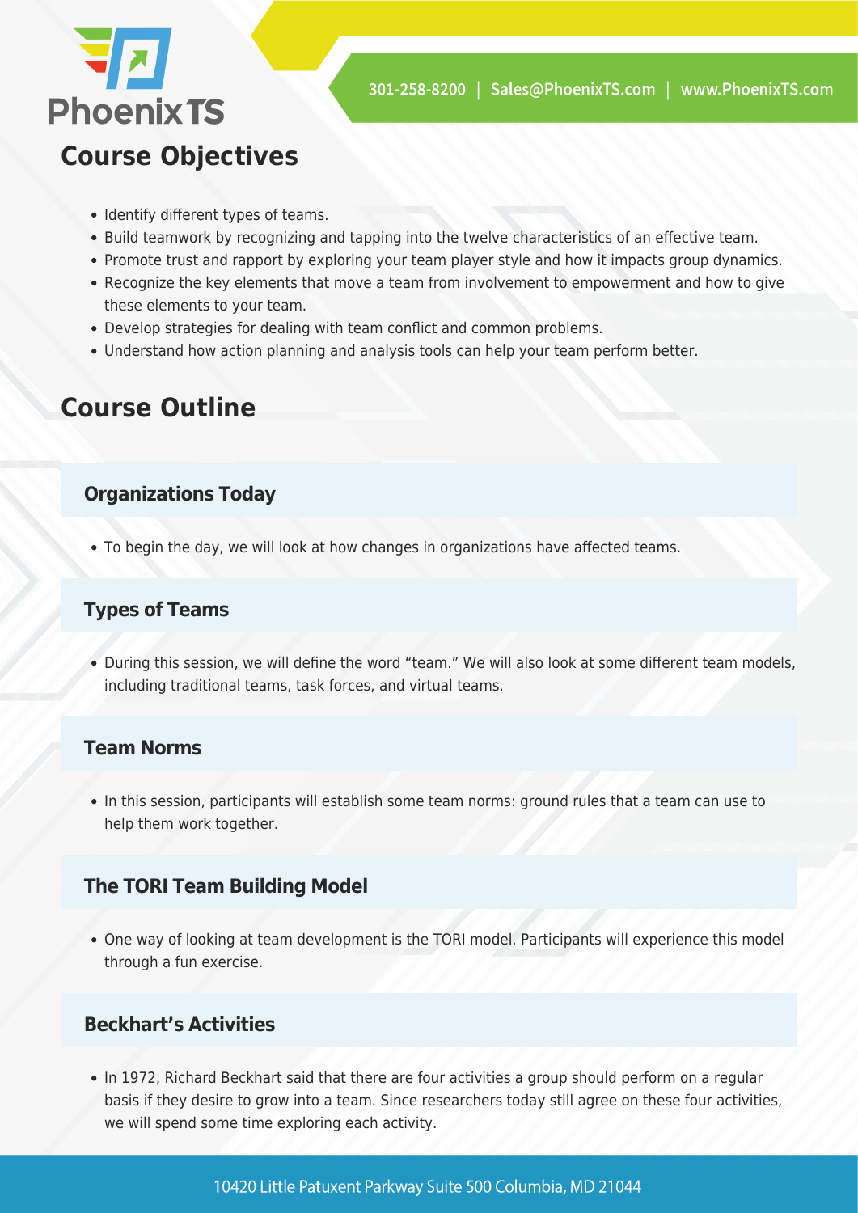## Course Objectives

- Identify different types of teams.
- Build teamwork by recognizing and tapping into the twelve characteristics of an effective team.
- Promote trust and rapport by exploring your team player style and how it impacts group dynamics.
- Recognize the key elements that move a team from involvement to empowerment and how to give these elements to your team.
- Develop strategies for dealing with team conflict and common problems.
- Understand how action planning and analysis tools can help your team perform better.

## Course Outline

### Organizations Today

- To begin the day, we will look at how changes in organizations have affected teams.

### Types of Teams

- During this session, we will define the word "team." We will also look at some different team models, including traditional teams, task forces, and virtual teams.

### Team Norms

- In this session, participants will establish some team norms: ground rules that a team can use to help them work together.

### The TORI Team Building Model

- One way of looking at team development is the TORI model. Participants will experience this model through a fun exercise.

### Beckhart's Activities

- In 1972, Richard Beckhart said that there are four activities a group should perform on a regular basis if they desire to grow into a team. Since researchers today still agree on these four activities, we will spend some time exploring each activity.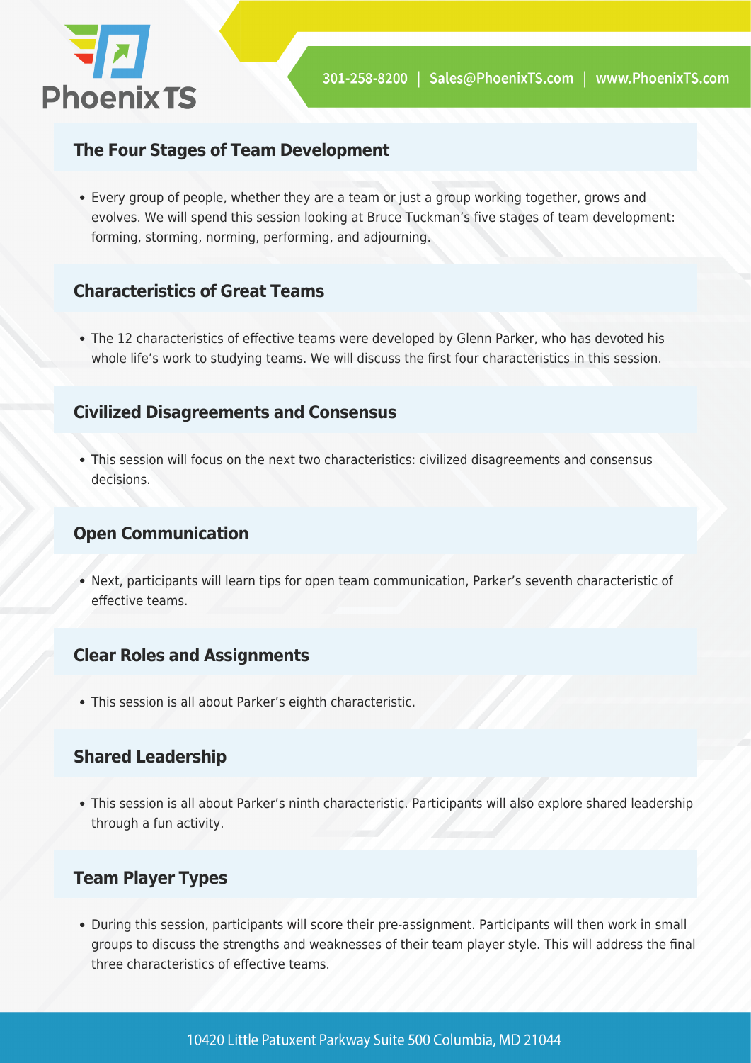## The Four Stages of Team Development

- Every group of people, whether they are a team or just a group working together, grows and evolves. We will spend this session looking at Bruce Tuckman's five stages of team development: forming, storming, norming, performing, and adjourning.

## Characteristics of Great Teams

- The 12 characteristics of effective teams were developed by Glenn Parker, who has devoted his whole life's work to studying teams. We will discuss the first four characteristics in this session.

## Civilized Disagreements and Consensus

- This session will focus on the next two characteristics: civilized disagreements and consensus decisions.

## Open Communication

- Next, participants will learn tips for open team communication, Parker's seventh characteristic of effective teams.

## Clear Roles and Assignments

- This session is all about Parker's eighth characteristic.

## Shared Leadership

- This session is all about Parker's ninth characteristic. Participants will also explore shared leadership through a fun activity.

## Team Player Types

- During this session, participants will score their pre-assignment. Participants will then work in small groups to discuss the strengths and weaknesses of their team player style. This will address the final three characteristics of effective teams.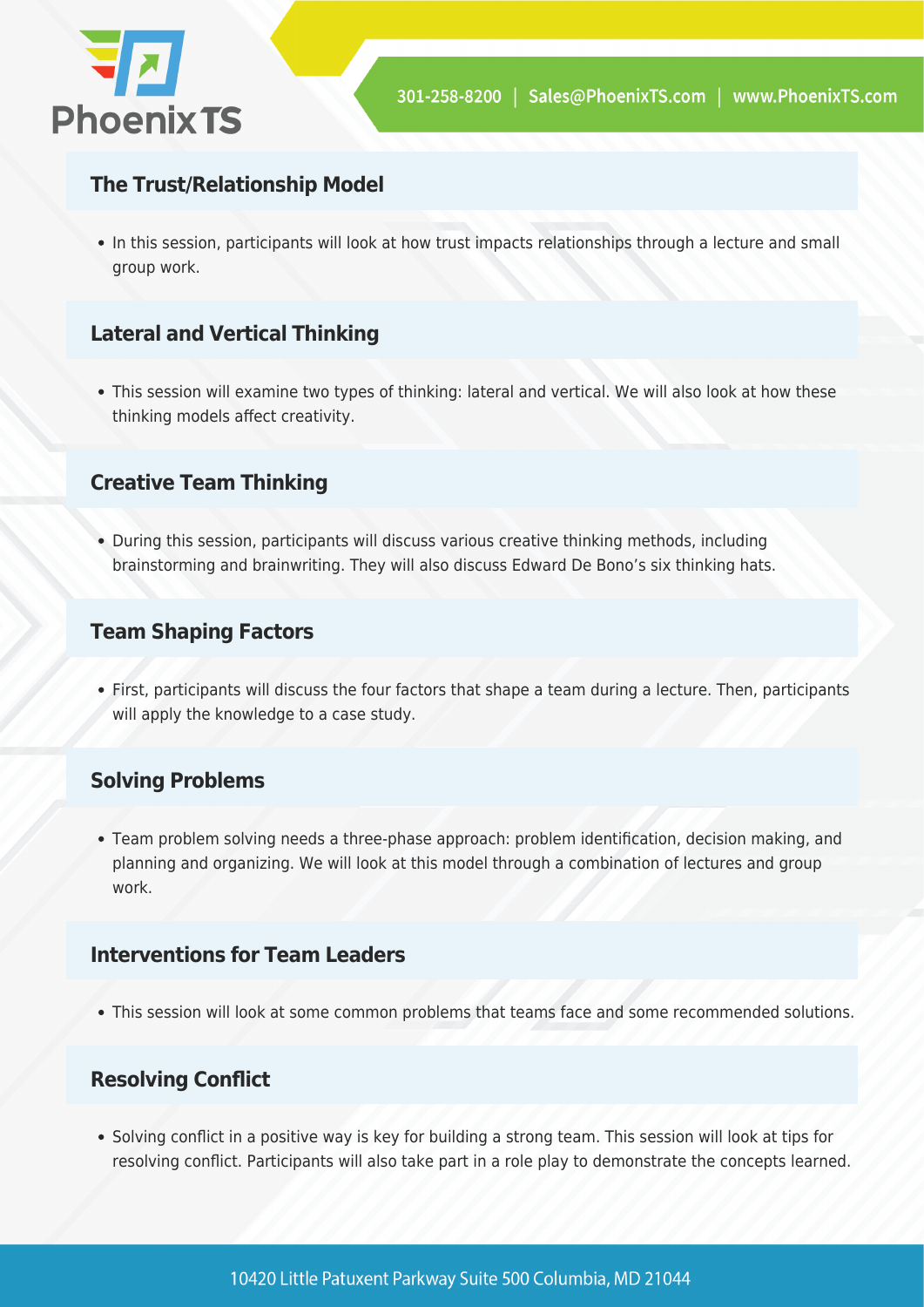### The Trust/Relationship Model

- In this session, participants will look at how trust impacts relationships through a lecture and small group work.

### Lateral and Vertical Thinking

- This session will examine two types of thinking: lateral and vertical. We will also look at how these thinking models affect creativity.

### Creative Team Thinking

- During this session, participants will discuss various creative thinking methods, including brainstorming and brainwriting. They will also discuss Edward De Bono's six thinking hats.

### Team Shaping Factors

- First, participants will discuss the four factors that shape a team during a lecture. Then, participants will apply the knowledge to a case study.

### Solving Problems

- Team problem solving needs a three-phase approach: problem identification, decision making, and planning and organizing. We will look at this model through a combination of lectures and group work.

### Interventions for Team Leaders

- This session will look at some common problems that teams face and some recommended solutions.

### Resolving Conflict

- Solving conflict in a positive way is key for building a strong team. This session will look at tips for resolving conflict. Participants will also take part in a role play to demonstrate the concepts learned.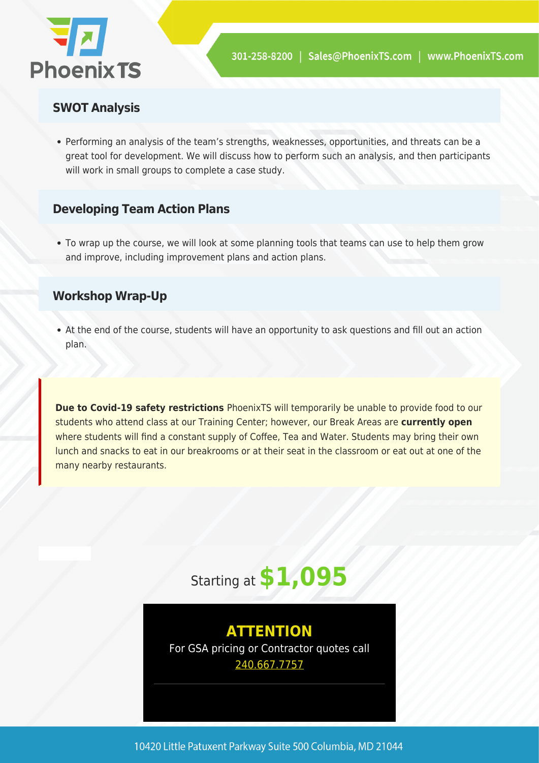## SWOT Analysis

- Performing an analysis of the team's strengths, weaknesses, opportunities, and threats can be a great tool for development. We will discuss how to perform such an analysis, and then participants will work in small groups to complete a case study.

## Developing Team Action Plans

- To wrap up the course, we will look at some planning tools that teams can use to help them grow and improve, including improvement plans and action plans.

## Workshop Wrap-Up

- At the end of the course, students will have an opportunity to ask questions and fill out an action plan.

**Due to Covid-19 safety restrictions** PhoenixTS will temporarily be unable to provide food to our students who attend class at our Training Center; however, our Break Areas are **currently open** where students will find a constant supply of Coffee, Tea and Water. Students may bring their own lunch and snacks to eat in our breakrooms or at their seat in the classroom or eat out at one of the many nearby restaurants.

Starting at **$1,095**

**ATTENTION**

For GSA pricing or Contractor quotes call 240.667.7757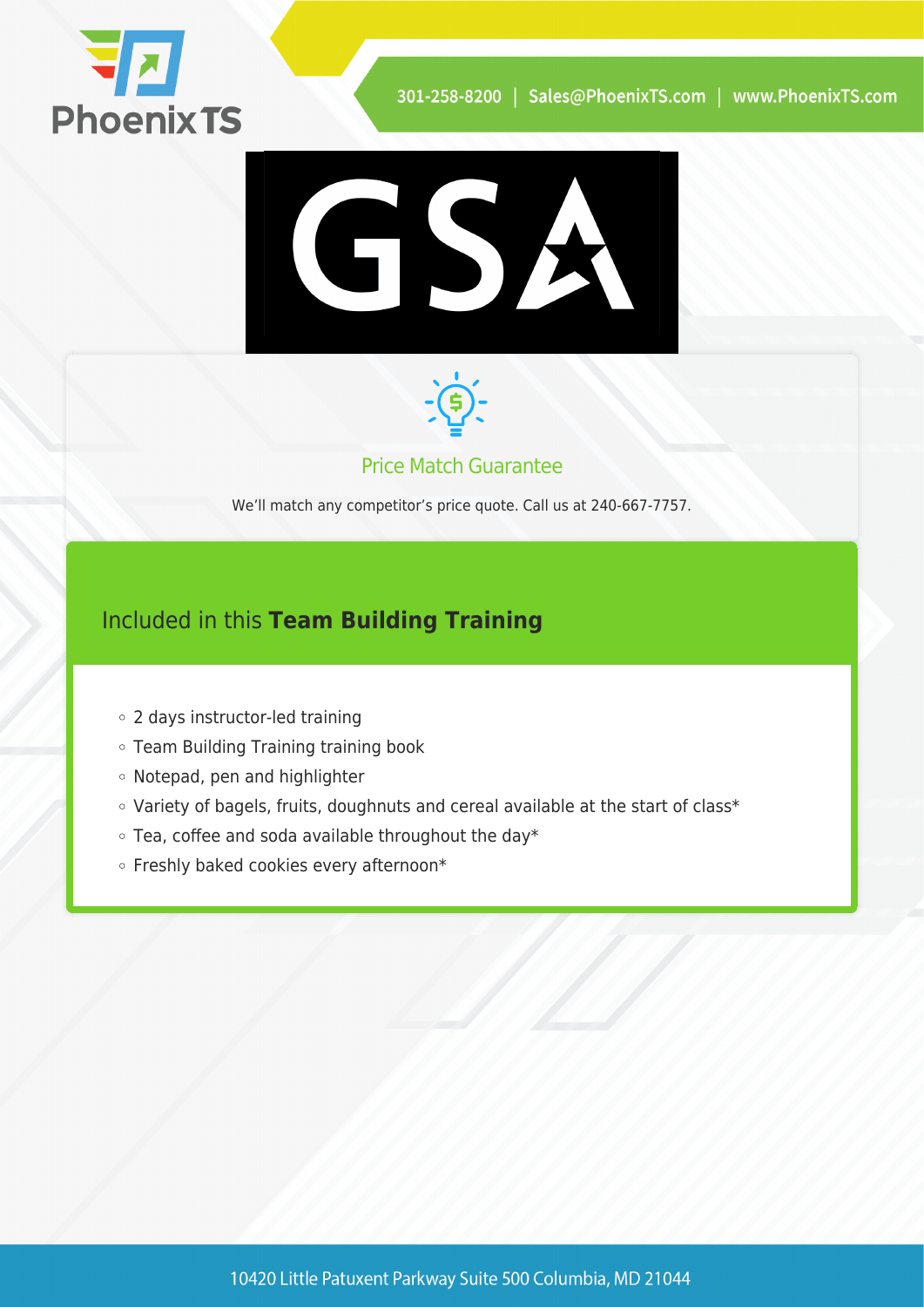Price Match Guarantee

We'll match any competitor's price quote. Call us at 240-667-7757.

## Included in this **Team Building Training**

- 2 days instructor-led training
- Team Building Training training book
- Notepad, pen and highlighter
- Variety of bagels, fruits, doughnuts and cereal available at the start of class*
- Tea, coffee and soda available throughout the day*
- Freshly baked cookies every afternoon*